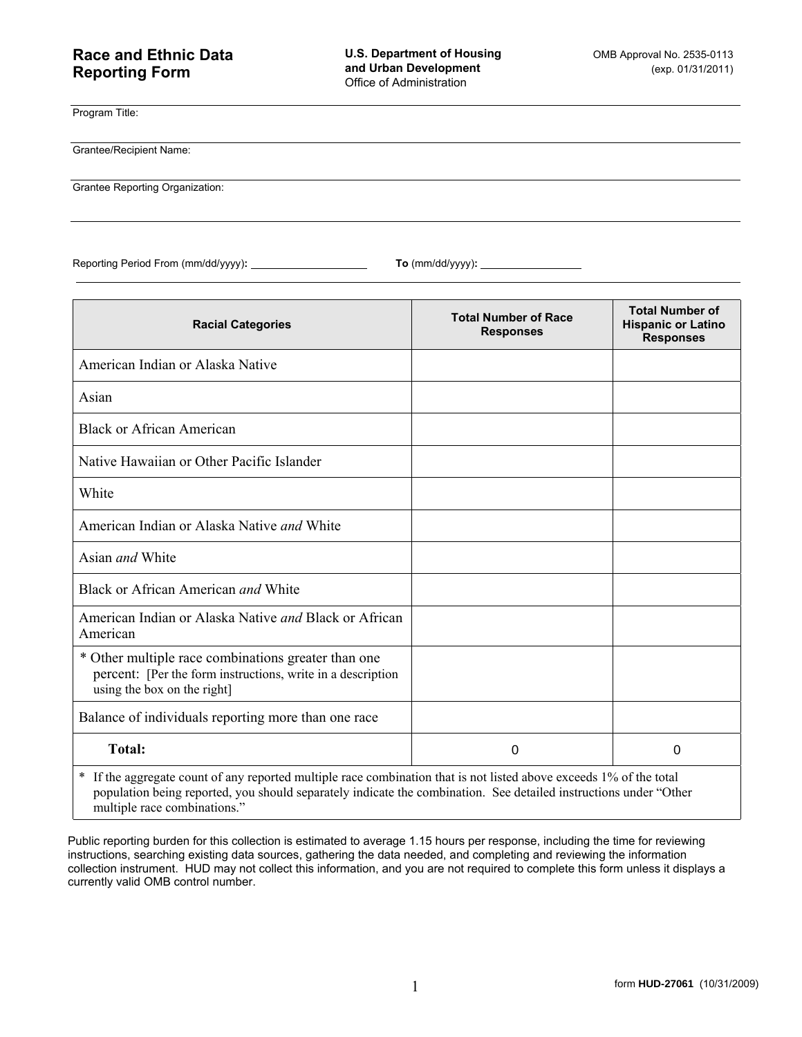# Race and Ethnic Data Reporting Form

**U.S. Department of Housing and Urban Development**
Office of Administration

OMB Approval No. 2535-0113
(exp. 01/31/2011)

Program Title:

Grantee/Recipient Name:

Grantee Reporting Organization:

Reporting Period From (mm/dd/yyyy): ____________ **To** (mm/dd/yyyy): ____________

| Racial Categories | Total Number of Race Responses | Total Number of Hispanic or Latino Responses |
|---|---|---|
| American Indian or Alaska Native | | |
| Asian | | |
| Black or African American | | |
| Native Hawaiian or Other Pacific Islander | | |
| White | | |
| American Indian or Alaska Native *and* White | | |
| Asian *and* White | | |
| Black or African American *and* White | | |
| American Indian or Alaska Native *and* Black or African American | | |
| * Other multiple race combinations greater than one percent: [Per the form instructions, write in a description using the box on the right] | | |
| Balance of individuals reporting more than one race | | |
| **Total:** | 0 | 0 |

* If the aggregate count of any reported multiple race combination that is not listed above exceeds 1% of the total population being reported, you should separately indicate the combination. See detailed instructions under "Other multiple race combinations."

Public reporting burden for this collection is estimated to average 1.15 hours per response, including the time for reviewing instructions, searching existing data sources, gathering the data needed, and completing and reviewing the information collection instrument. HUD may not collect this information, and you are not required to complete this form unless it displays a currently valid OMB control number.

form **HUD-27061** (10/31/2009)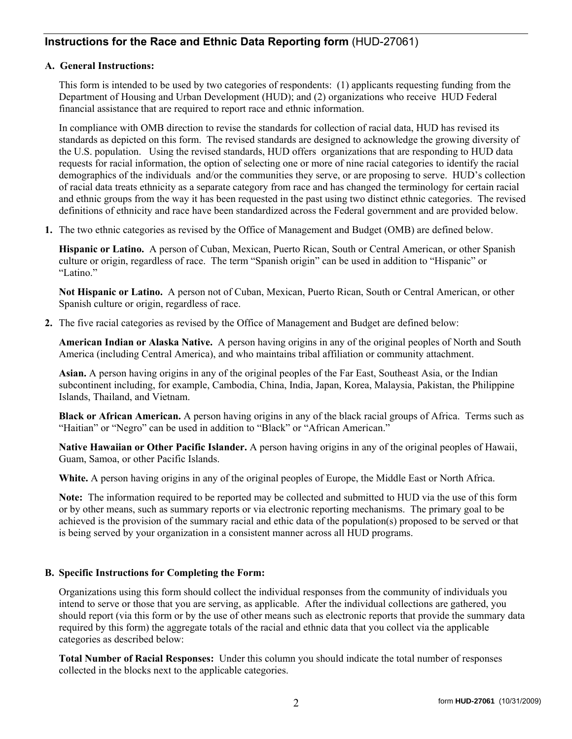## Instructions for the Race and Ethnic Data Reporting form (HUD-27061)

**A. General Instructions:**

This form is intended to be used by two categories of respondents: (1) applicants requesting funding from the Department of Housing and Urban Development (HUD); and (2) organizations who receive HUD Federal financial assistance that are required to report race and ethnic information.

In compliance with OMB direction to revise the standards for collection of racial data, HUD has revised its standards as depicted on this form. The revised standards are designed to acknowledge the growing diversity of the U.S. population. Using the revised standards, HUD offers organizations that are responding to HUD data requests for racial information, the option of selecting one or more of nine racial categories to identify the racial demographics of the individuals and/or the communities they serve, or are proposing to serve. HUD's collection of racial data treats ethnicity as a separate category from race and has changed the terminology for certain racial and ethnic groups from the way it has been requested in the past using two distinct ethnic categories. The revised definitions of ethnicity and race have been standardized across the Federal government and are provided below.

**1.** The two ethnic categories as revised by the Office of Management and Budget (OMB) are defined below.

**Hispanic or Latino.** A person of Cuban, Mexican, Puerto Rican, South or Central American, or other Spanish culture or origin, regardless of race. The term "Spanish origin" can be used in addition to "Hispanic" or "Latino."

**Not Hispanic or Latino.** A person not of Cuban, Mexican, Puerto Rican, South or Central American, or other Spanish culture or origin, regardless of race.

**2.** The five racial categories as revised by the Office of Management and Budget are defined below:

**American Indian or Alaska Native.** A person having origins in any of the original peoples of North and South America (including Central America), and who maintains tribal affiliation or community attachment.

**Asian.** A person having origins in any of the original peoples of the Far East, Southeast Asia, or the Indian subcontinent including, for example, Cambodia, China, India, Japan, Korea, Malaysia, Pakistan, the Philippine Islands, Thailand, and Vietnam.

**Black or African American.** A person having origins in any of the black racial groups of Africa. Terms such as "Haitian" or "Negro" can be used in addition to "Black" or "African American."

**Native Hawaiian or Other Pacific Islander.** A person having origins in any of the original peoples of Hawaii, Guam, Samoa, or other Pacific Islands.

**White.** A person having origins in any of the original peoples of Europe, the Middle East or North Africa.

**Note:** The information required to be reported may be collected and submitted to HUD via the use of this form or by other means, such as summary reports or via electronic reporting mechanisms. The primary goal to be achieved is the provision of the summary racial and ethic data of the population(s) proposed to be served or that is being served by your organization in a consistent manner across all HUD programs.

**B. Specific Instructions for Completing the Form:**

Organizations using this form should collect the individual responses from the community of individuals you intend to serve or those that you are serving, as applicable. After the individual collections are gathered, you should report (via this form or by the use of other means such as electronic reports that provide the summary data required by this form) the aggregate totals of the racial and ethnic data that you collect via the applicable categories as described below:

**Total Number of Racial Responses:** Under this column you should indicate the total number of responses collected in the blocks next to the applicable categories.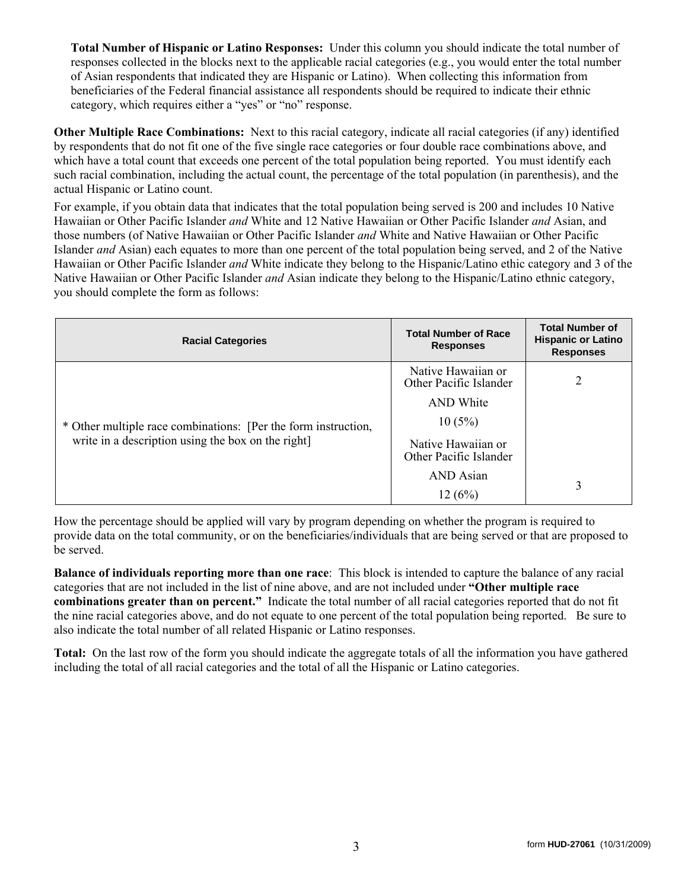**Total Number of Hispanic or Latino Responses:** Under this column you should indicate the total number of responses collected in the blocks next to the applicable racial categories (e.g., you would enter the total number of Asian respondents that indicated they are Hispanic or Latino). When collecting this information from beneficiaries of the Federal financial assistance all respondents should be required to indicate their ethnic category, which requires either a "yes" or "no" response.

**Other Multiple Race Combinations:** Next to this racial category, indicate all racial categories (if any) identified by respondents that do not fit one of the five single race categories or four double race combinations above, and which have a total count that exceeds one percent of the total population being reported. You must identify each such racial combination, including the actual count, the percentage of the total population (in parenthesis), and the actual Hispanic or Latino count.

For example, if you obtain data that indicates that the total population being served is 200 and includes 10 Native Hawaiian or Other Pacific Islander *and* White and 12 Native Hawaiian or Other Pacific Islander *and* Asian, and those numbers (of Native Hawaiian or Other Pacific Islander *and* White and Native Hawaiian or Other Pacific Islander *and* Asian) each equates to more than one percent of the total population being served, and 2 of the Native Hawaiian or Other Pacific Islander *and* White indicate they belong to the Hispanic/Latino ethic category and 3 of the Native Hawaiian or Other Pacific Islander *and* Asian indicate they belong to the Hispanic/Latino ethnic category, you should complete the form as follows:

| Racial Categories | Total Number of Race Responses | Total Number of Hispanic or Latino Responses |
|---|---|---|
| * Other multiple race combinations: [Per the form instruction, write in a description using the box on the right] | Native Hawaiian or Other Pacific Islander AND White 10 (5%) | 2 |
| | Native Hawaiian or Other Pacific Islander AND Asian 12 (6%) | 3 |

How the percentage should be applied will vary by program depending on whether the program is required to provide data on the total community, or on the beneficiaries/individuals that are being served or that are proposed to be served.

**Balance of individuals reporting more than one race**: This block is intended to capture the balance of any racial categories that are not included in the list of nine above, and are not included under **"Other multiple race combinations greater than on percent."** Indicate the total number of all racial categories reported that do not fit the nine racial categories above, and do not equate to one percent of the total population being reported. Be sure to also indicate the total number of all related Hispanic or Latino responses.

**Total:** On the last row of the form you should indicate the aggregate totals of all the information you have gathered including the total of all racial categories and the total of all the Hispanic or Latino categories.